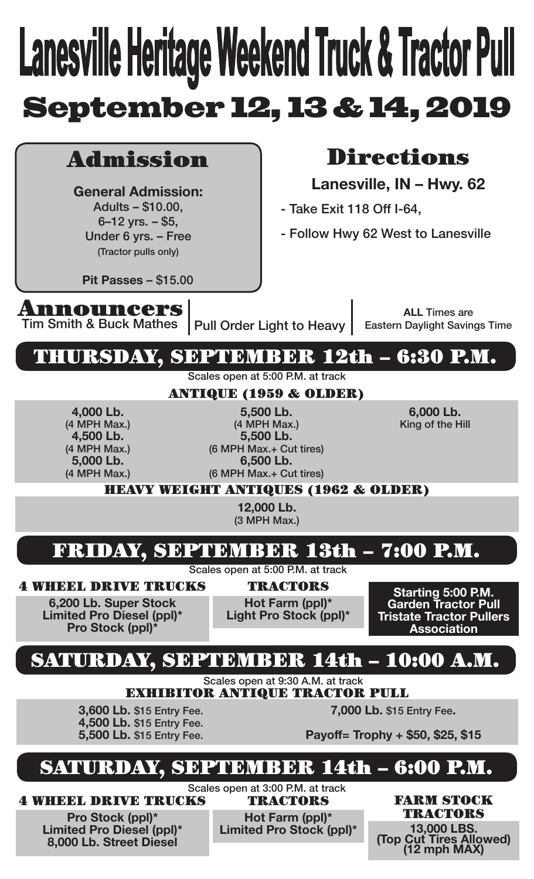# Lanesville Heritage Weekend Truck & Tractor Pull

## September 12, 13 & 14, 2019

## Admission

**General Admission:**
Adults – $10.00,
6–12 yrs. – $5,
Under 6 yrs. – Free
(Tractor pulls only)

**Pit Passes –** $15.00

## Directions

**Lanesville, IN – Hwy. 62**

- Take Exit 118 Off I-64,
- Follow Hwy 62 West to Lanesville

## Announcers

Tim Smith & Buck Mathes

Pull Order Light to Heavy

**ALL** Times are Eastern Daylight Savings Time

## THURSDAY, SEPTEMBER 12th – 6:30 P.M.

Scales open at 5:00 P.M. at track

### ANTIQUE (1959 & OLDER)

**4,000 Lb.** (4 MPH Max.)
**4,500 Lb.** (4 MPH Max.)
**5,000 Lb.** (4 MPH Max.)
**5,500 Lb.** (4 MPH Max.)
**5,500 Lb.** (6 MPH Max.+ Cut tires)
**6,500 Lb.** (6 MPH Max.+ Cut tires)
**6,000 Lb.** King of the Hill

### HEAVY WEIGHT ANTIQUES (1962 & OLDER)

**12,000 Lb.** (3 MPH Max.)

## FRIDAY, SEPTEMBER 13th – 7:00 P.M.

Scales open at 5:00 P.M. at track

### 4 WHEEL DRIVE TRUCKS

**6,200 Lb. Super Stock**
**Limited Pro Diesel (ppl)***
**Pro Stock (ppl)***

### TRACTORS

**Hot Farm (ppl)***
**Light Pro Stock (ppl)***

**Starting 5:00 P.M.**
**Garden Tractor Pull**
**Tristate Tractor Pullers Association**

## SATURDAY, SEPTEMBER 14th – 10:00 A.M.

Scales open at 9:30 A.M. at track

### EXHIBITOR ANTIQUE TRACTOR PULL

**3,600 Lb.** $15 Entry Fee.
**4,500 Lb.** $15 Entry Fee.
**5,500 Lb.** $15 Entry Fee.
**7,000 Lb.** $15 Entry Fee.

**Payoff= Trophy + $50, $25, $15**

## SATURDAY, SEPTEMBER 14th – 6:00 P.M.

Scales open at 3:00 P.M. at track

### 4 WHEEL DRIVE TRUCKS

**Pro Stock (ppl)***
**Limited Pro Diesel (ppl)***
**8,000 Lb. Street Diesel**

### TRACTORS

**Hot Farm (ppl)***
**Limited Pro Stock (ppl)***

### FARM STOCK TRACTORS

**13,000 LBS.**
**(Top Cut Tires Allowed)**
**(12 mph MAX)**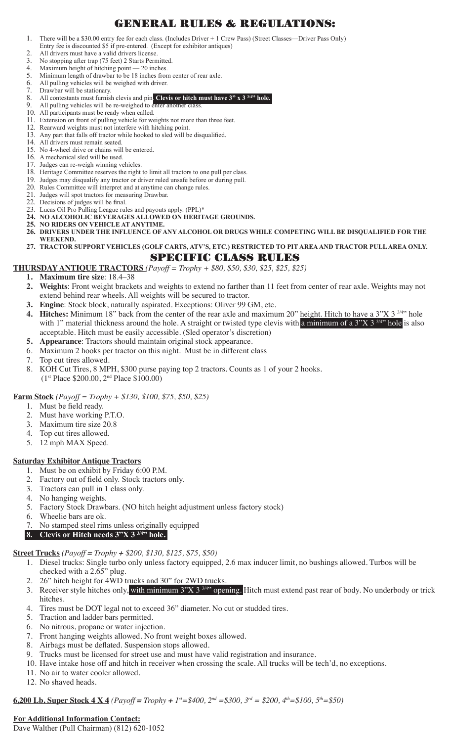# GENERAL RULES & REGULATIONS:

1. There will be a $30.00 entry fee for each class. (Includes Driver + 1 Crew Pass) (Street Classes—Driver Pass Only) Entry fee is discounted $5 if pre-entered. (Except for exhibitor antiques)
2. All drivers must have a valid drivers license.
3. No stopping after trap (75 feet) 2 Starts Permitted.
4. Maximum height of hitching point — 20 inches.
5. Minimum length of drawbar to be 18 inches from center of rear axle.
6. All pulling vehicles will be weighed with driver.
7. Drawbar will be stationary.
8. All contestants must furnish clevis and pin. **Clevis or hitch must have 3" x 3 3/4" hole.**
9. All pulling vehicles will be re-weighed to enter another class.
10. All participants must be ready when called.
11. Extension on front of pulling vehicle for weights not more than three feet.
12. Rearward weights must not interfere with hitching point.
13. Any part that falls off tractor while hooked to sled will be disqualified.
14. All drivers must remain seated.
15. No 4-wheel drive or chains will be entered.
16. A mechanical sled will be used.
17. Judges can re-weigh winning vehicles.
18. Heritage Committee reserves the right to limit all tractors to one pull per class.
19. Judges may disqualify any tractor or driver ruled unsafe before or during pull.
20. Rules Committee will interpret and at anytime can change rules.
21. Judges will spot tractors for measuring Drawbar.
22. Decisions of judges will be final.
23. Lucas Oil Pro Pulling League rules and payouts apply. (PPL)*
24. **NO ALCOHOLIC BEVERAGES ALLOWED ON HERITAGE GROUNDS.**
25. **NO RIDERS ON VEHICLE AT ANYTIME.**
26. **DRIVERS UNDER THE INFLUENCE OF ANY ALCOHOL OR DRUGS WHILE COMPETING WILL BE DISQUALIFIED FOR THE WEEKEND.**
27. **TRACTOR SUPPORT VEHICLES (GOLF CARTS, ATV'S, ETC.) RESTRICTED TO PIT AREA AND TRACTOR PULL AREA ONLY.**

# SPECIFIC CLASS RULES

**THURSDAY ANTIQUE TRACTORS** *(Payoff = Trophy + $80, $50, $30, $25, $25, $25)*

1. **Maximum tire size**: 18.4–38
2. **Weights**: Front weight brackets and weights to extend no farther than 11 feet from center of rear axle. Weights may not extend behind rear wheels. All weights will be secured to tractor.
3. **Engine**: Stock block, naturally aspirated. Exceptions: Oliver 99 GM, etc.
4. **Hitches:** Minimum 18" back from the center of the rear axle and maximum 20" height. Hitch to have a 3"X 3 3/4" hole with 1" material thickness around the hole. A straight or twisted type clevis with a minimum of a 3"X 3 3/4" hole is also acceptable. Hitch must be easily accessible. (Sled operator's discretion)
5. **Appearance**: Tractors should maintain original stock appearance.
6. Maximum 2 hooks per tractor on this night. Must be in different class
7. Top cut tires allowed.
8. KOH Cut Tires, 8 MPH, $300 purse paying top 2 tractors. Counts as 1 of your 2 hooks. (1st Place $200.00, 2nd Place $100.00)

**Farm Stock** *(Payoff = Trophy + $130, $100, $75, $50, $25)*

1. Must be field ready.
2. Must have working P.T.O.
3. Maximum tire size 20.8
4. Top cut tires allowed.
5. 12 mph MAX Speed.

**Saturday Exhibitor Antique Tractors**

1. Must be on exhibit by Friday 6:00 P.M.
2. Factory out of field only. Stock tractors only.
3. Tractors can pull in 1 class only.
4. No hanging weights.
5. Factory Stock Drawbars. (NO hitch height adjustment unless factory stock)
6. Wheelie bars are ok.
7. No stamped steel rims unless originally equipped
8. **Clevis or Hitch needs 3"X 3 3/4" hole.**

**Street Trucks** *(Payoff = Trophy + $200, $130, $125, $75, $50)*

1. Diesel trucks: Single turbo only unless factory equipped, 2.6 max inducer limit, no bushings allowed. Turbos will be checked with a 2.65" plug.
2. 26" hitch height for 4WD trucks and 30" for 2WD trucks.
3. Receiver style hitches only, with minimum 3"X 3 3/4" opening. Hitch must extend past rear of body. No underbody or trick hitches.
4. Tires must be DOT legal not to exceed 36" diameter. No cut or studded tires.
5. Traction and ladder bars permitted.
6. No nitrous, propane or water injection.
7. Front hanging weights allowed. No front weight boxes allowed.
8. Airbags must be deflated. Suspension stops allowed.
9. Trucks must be licensed for street use and must have valid registration and insurance.
10. Have intake hose off and hitch in receiver when crossing the scale. All trucks will be tech'd, no exceptions.
11. No air to water cooler allowed.
12. No shaved heads.

**6,200 Lb. Super Stock 4 X 4** *(Payoff = Trophy + 1st=$400, 2nd =$300, 3rd = $200, 4th=$100, 5th=$50)*

**For Additional Information Contact:**

Dave Walther (Pull Chairman) (812) 620-1052